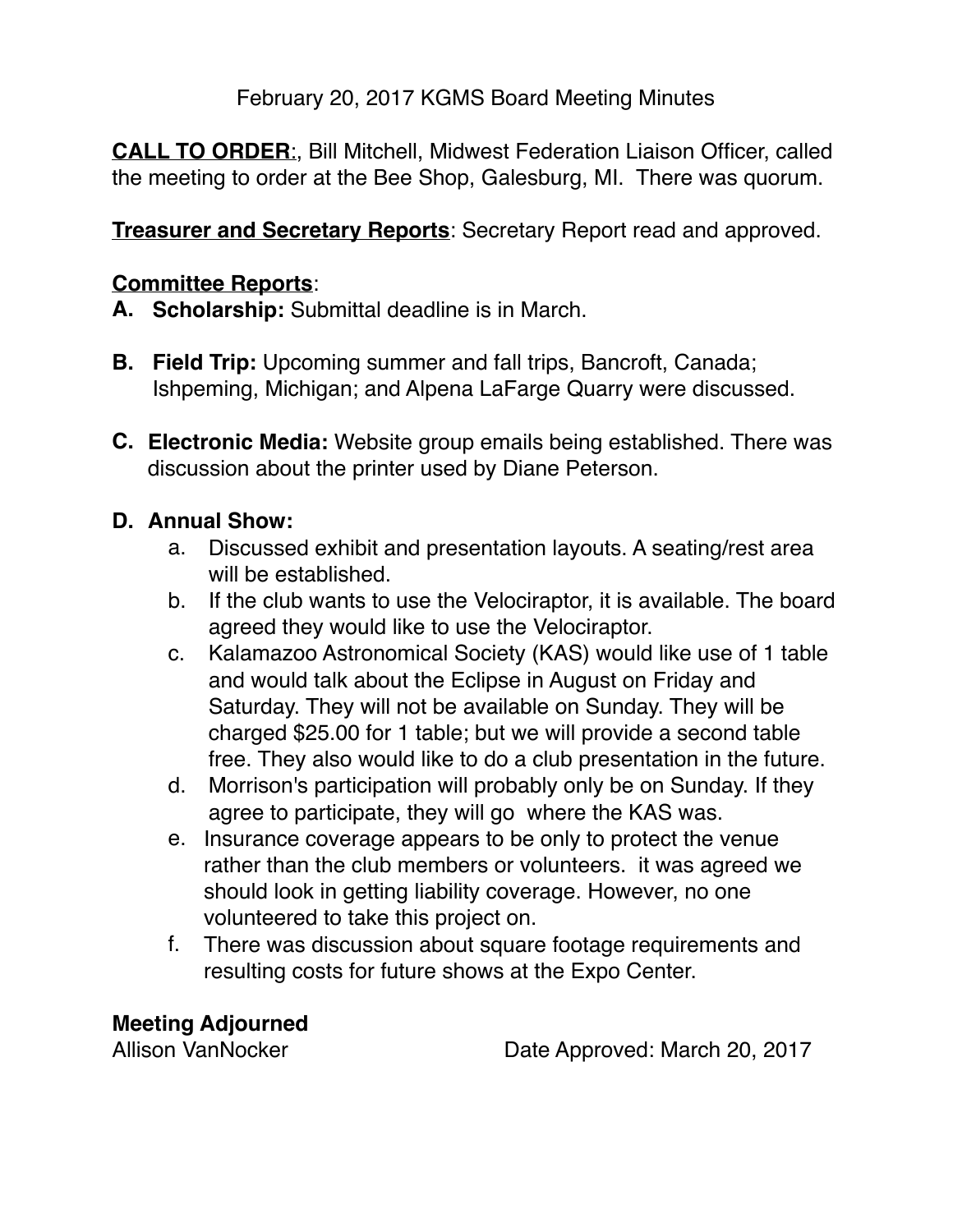February 20, 2017 KGMS Board Meeting Minutes

**CALL TO ORDER**:, Bill Mitchell, Midwest Federation Liaison Officer, called the meeting to order at the Bee Shop, Galesburg, MI. There was quorum.

**Treasurer and Secretary Reports**: Secretary Report read and approved.

**Committee Reports**:

**A. Scholarship:** Submittal deadline is in March.

**B. Field Trip:** Upcoming summer and fall trips, Bancroft, Canada; Ishpeming, Michigan; and Alpena LaFarge Quarry were discussed.

**C. Electronic Media:** Website group emails being established. There was discussion about the printer used by Diane Peterson.

**D. Annual Show:**

a. Discussed exhibit and presentation layouts. A seating/rest area will be established.

b. If the club wants to use the Velociraptor, it is available. The board agreed they would like to use the Velociraptor.

c. Kalamazoo Astronomical Society (KAS) would like use of 1 table and would talk about the Eclipse in August on Friday and Saturday. They will not be available on Sunday. They will be charged $25.00 for 1 table; but we will provide a second table free. They also would like to do a club presentation in the future.

d. Morrison's participation will probably only be on Sunday. If they agree to participate, they will go where the KAS was.

e. Insurance coverage appears to be only to protect the venue rather than the club members or volunteers. it was agreed we should look in getting liability coverage. However, no one volunteered to take this project on.

f. There was discussion about square footage requirements and resulting costs for future shows at the Expo Center.

**Meeting Adjourned**

Allison VanNocker

Date Approved: March 20, 2017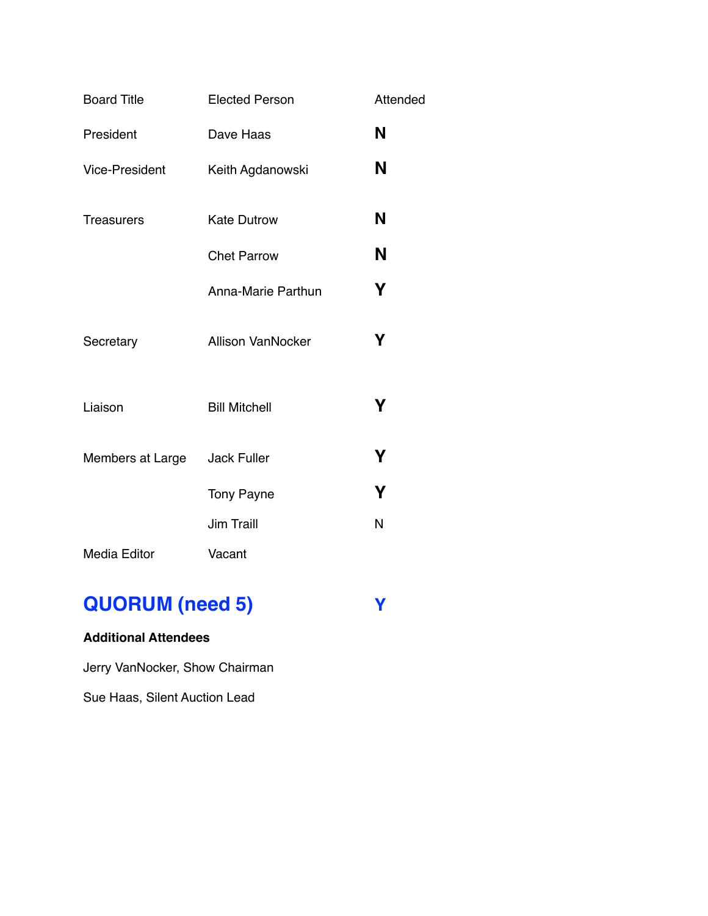| Board Title | Elected Person | Attended |
| --- | --- | --- |
| President | Dave Haas | **N** |
| Vice-President | Keith Agdanowski | **N** |
| Treasurers | Kate Dutrow | **N** |
| | Chet Parrow | **N** |
| | Anna-Marie Parthun | **Y** |
| Secretary | Allison VanNocker | **Y** |
| Liaison | Bill Mitchell | **Y** |
| Members at Large | Jack Fuller | **Y** |
| | Tony Payne | **Y** |
| | Jim Traill | N |
| Media Editor | Vacant | |
| **QUORUM (need 5)** | | **Y** |

**Additional Attendees**

Jerry VanNocker, Show Chairman

Sue Haas, Silent Auction Lead